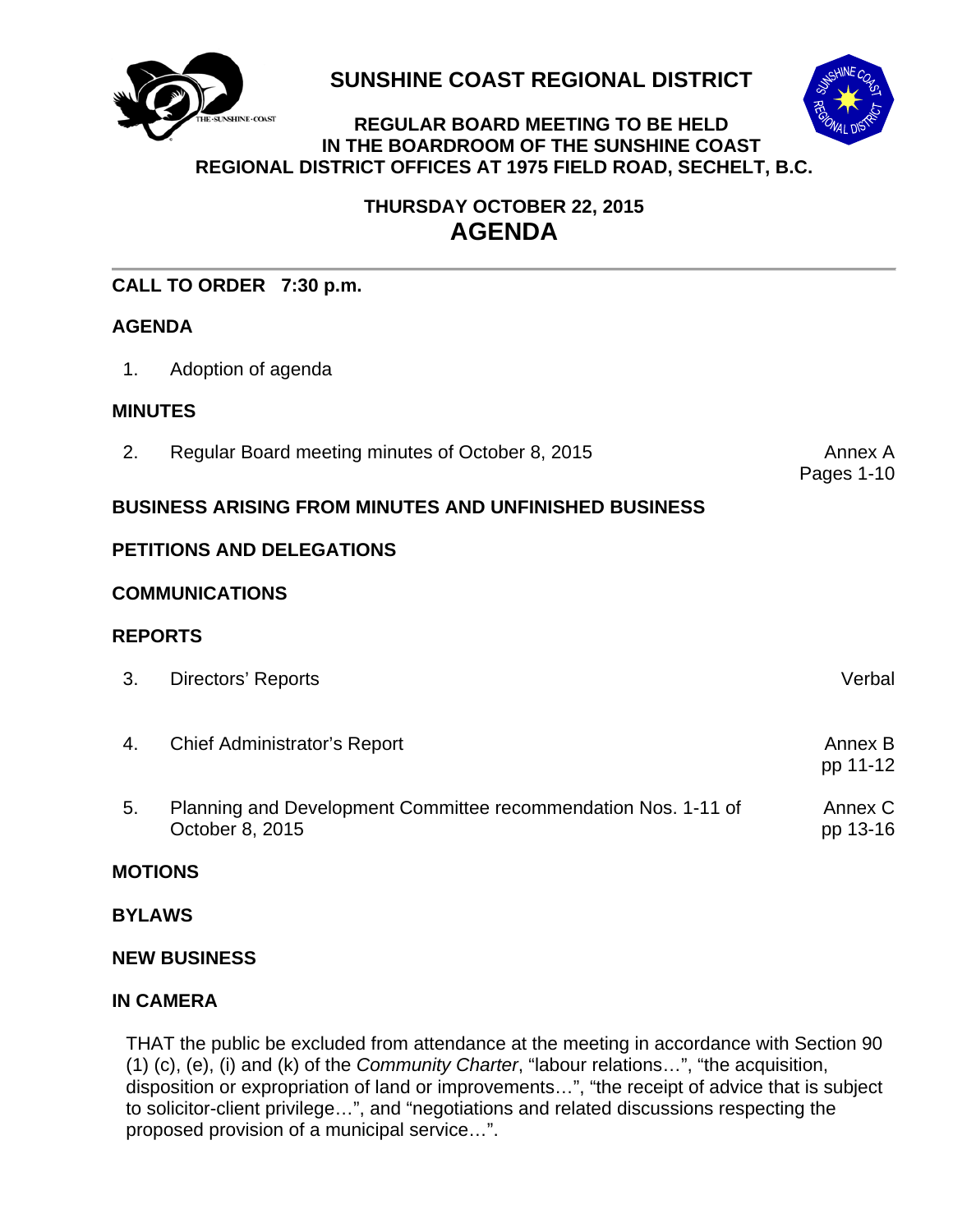# SUNSHINE COAST REGIONAL DISTRICT

**REGULAR BOARD MEETING TO BE HELD IN THE BOARDROOM OF THE SUNSHINE COAST REGIONAL DISTRICT OFFICES AT 1975 FIELD ROAD, SECHELT, B.C.**

**THURSDAY OCTOBER 22, 2015**

## AGENDA

---

**CALL TO ORDER 7:30 p.m.**

**AGENDA**

| | | |
|---|---|---|
| 1. | Adoption of agenda | |

**MINUTES**

| | | |
|---|---|---|
| 2. | Regular Board meeting minutes of October 8, 2015 | Annex A Pages 1-10 |

**BUSINESS ARISING FROM MINUTES AND UNFINISHED BUSINESS**

**PETITIONS AND DELEGATIONS**

**COMMUNICATIONS**

**REPORTS**

| | | |
|---|---|---|
| 3. | Directors' Reports | Verbal |
| 4. | Chief Administrator's Report | Annex B pp 11-12 |
| 5. | Planning and Development Committee recommendation Nos. 1-11 of October 8, 2015 | Annex C pp 13-16 |

**MOTIONS**

**BYLAWS**

**NEW BUSINESS**

**IN CAMERA**

THAT the public be excluded from attendance at the meeting in accordance with Section 90 (1) (c), (e), (i) and (k) of the *Community Charter*, "labour relations…", "the acquisition, disposition or expropriation of land or improvements…", "the receipt of advice that is subject to solicitor-client privilege…", and "negotiations and related discussions respecting the proposed provision of a municipal service…".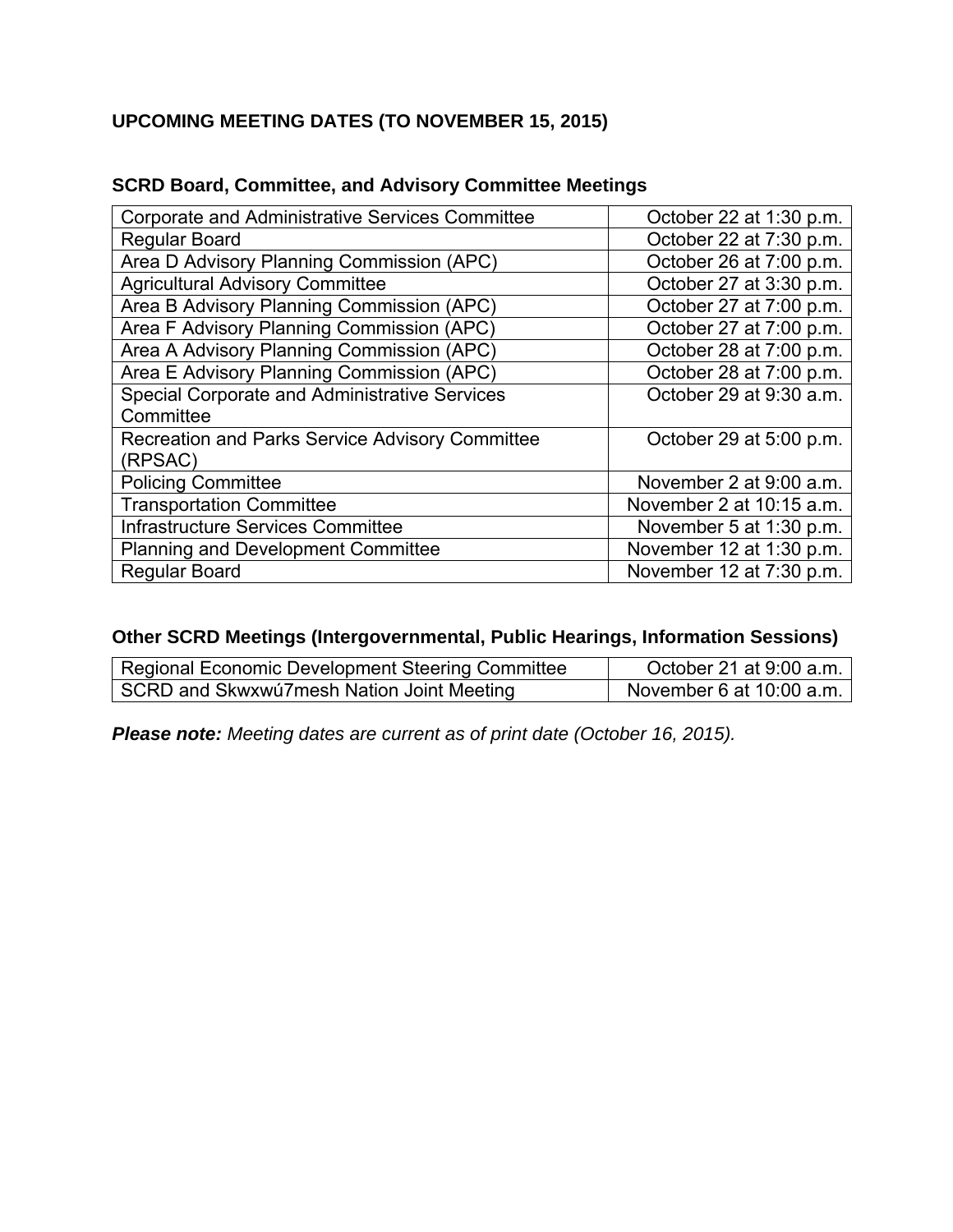**UPCOMING MEETING DATES (TO NOVEMBER 15, 2015)**

**SCRD Board, Committee, and Advisory Committee Meetings**

| Meeting | Date |
|---|---|
| Corporate and Administrative Services Committee | October 22 at 1:30 p.m. |
| Regular Board | October 22 at 7:30 p.m. |
| Area D Advisory Planning Commission (APC) | October 26 at 7:00 p.m. |
| Agricultural Advisory Committee | October 27 at 3:30 p.m. |
| Area B Advisory Planning Commission (APC) | October 27 at 7:00 p.m. |
| Area F Advisory Planning Commission (APC) | October 27 at 7:00 p.m. |
| Area A Advisory Planning Commission (APC) | October 28 at 7:00 p.m. |
| Area E Advisory Planning Commission (APC) | October 28 at 7:00 p.m. |
| Special Corporate and Administrative Services Committee | October 29 at 9:30 a.m. |
| Recreation and Parks Service Advisory Committee (RPSAC) | October 29 at 5:00 p.m. |
| Policing Committee | November 2 at 9:00 a.m. |
| Transportation Committee | November 2 at 10:15 a.m. |
| Infrastructure Services Committee | November 5 at 1:30 p.m. |
| Planning and Development Committee | November 12 at 1:30 p.m. |
| Regular Board | November 12 at 7:30 p.m. |

**Other SCRD Meetings (Intergovernmental, Public Hearings, Information Sessions)**

| Meeting | Date |
|---|---|
| Regional Economic Development Steering Committee | October 21 at 9:00 a.m. |
| SCRD and Skwxwú7mesh Nation Joint Meeting | November 6 at 10:00 a.m. |

***Please note:*** *Meeting dates are current as of print date (October 16, 2015).*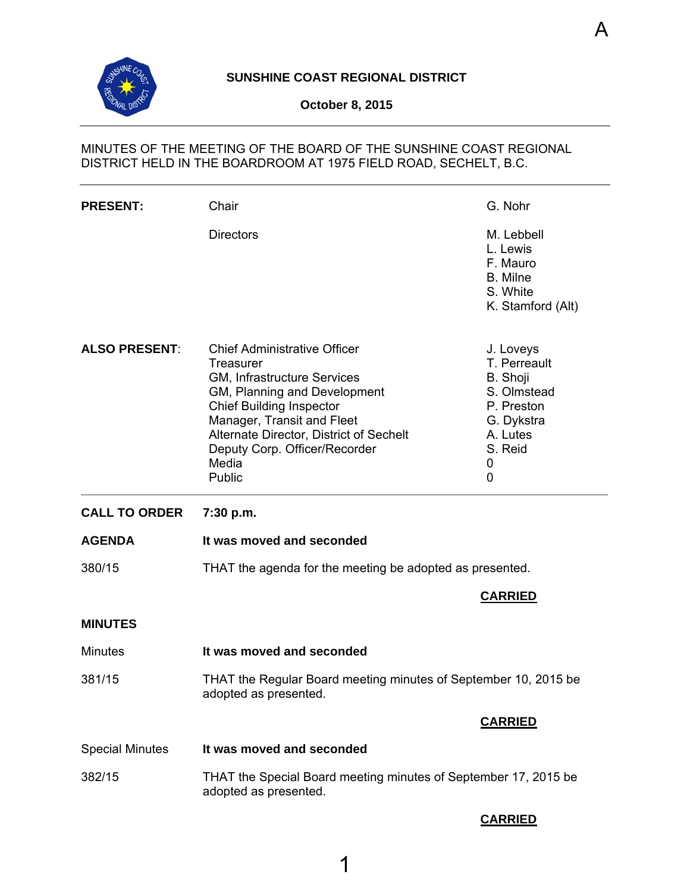A

**SUNSHINE COAST REGIONAL DISTRICT**

**October 8, 2015**

MINUTES OF THE MEETING OF THE BOARD OF THE SUNSHINE COAST REGIONAL DISTRICT HELD IN THE BOARDROOM AT 1975 FIELD ROAD, SECHELT, B.C.

| | | |
|---|---|---|
| **PRESENT:** | Chair | G. Nohr |
| | Directors | M. Lebbell |
| | | L. Lewis |
| | | F. Mauro |
| | | B. Milne |
| | | S. White |
| | | K. Stamford (Alt) |
| **ALSO PRESENT:** | Chief Administrative Officer | J. Loveys |
| | Treasurer | T. Perreault |
| | GM, Infrastructure Services | B. Shoji |
| | GM, Planning and Development | S. Olmstead |
| | Chief Building Inspector | P. Preston |
| | Manager, Transit and Fleet | G. Dykstra |
| | Alternate Director, District of Sechelt | A. Lutes |
| | Deputy Corp. Officer/Recorder | S. Reid |
| | Media | 0 |
| | Public | 0 |

**CALL TO ORDER** **7:30 p.m.**

**AGENDA** **It was moved and seconded**

380/15 THAT the agenda for the meeting be adopted as presented.

**CARRIED**

**MINUTES**

Minutes **It was moved and seconded**

381/15 THAT the Regular Board meeting minutes of September 10, 2015 be adopted as presented.

**CARRIED**

Special Minutes **It was moved and seconded**

382/15 THAT the Special Board meeting minutes of September 17, 2015 be adopted as presented.

**CARRIED**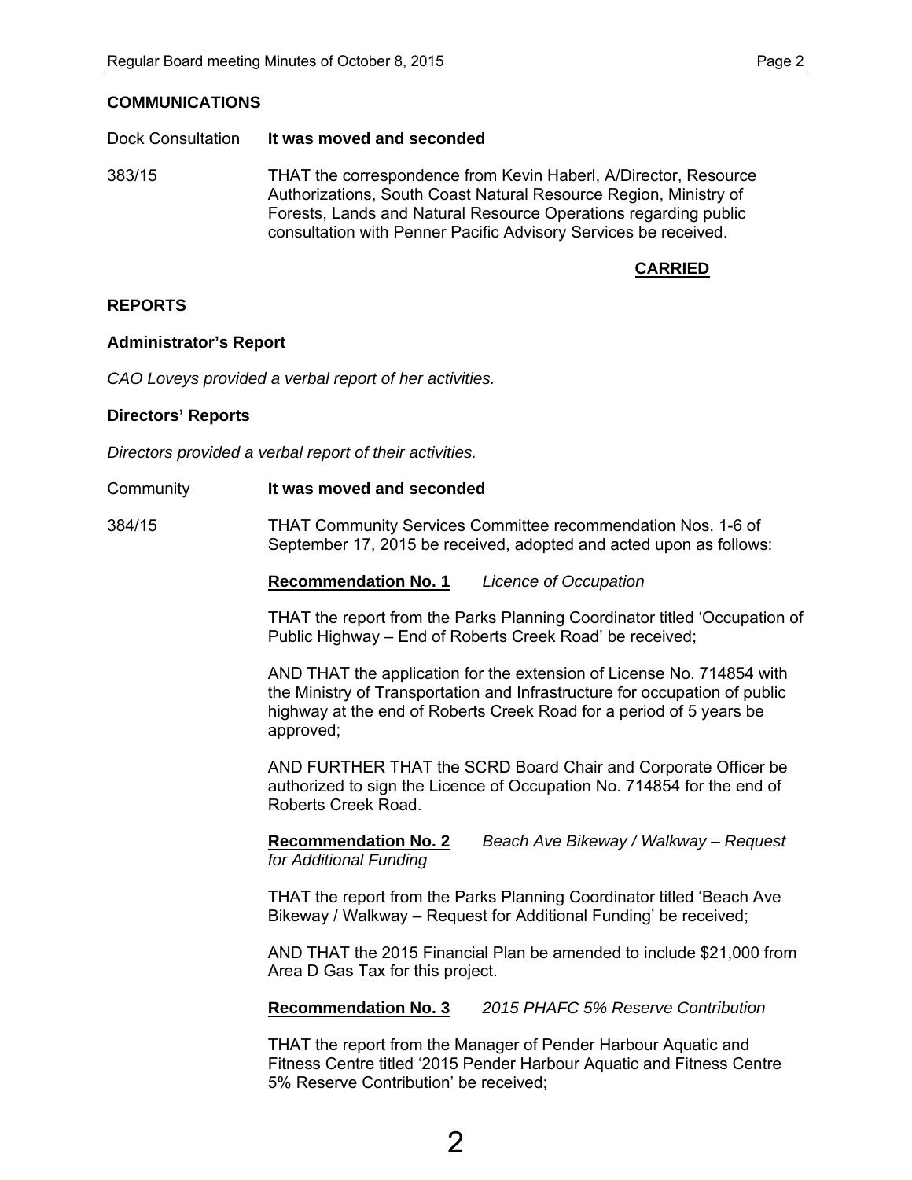**COMMUNICATIONS**

Dock Consultation **It was moved and seconded**

383/15 THAT the correspondence from Kevin Haberl, A/Director, Resource Authorizations, South Coast Natural Resource Region, Ministry of Forests, Lands and Natural Resource Operations regarding public consultation with Penner Pacific Advisory Services be received.

**CARRIED**

**REPORTS**

**Administrator's Report**

*CAO Loveys provided a verbal report of her activities.*

**Directors' Reports**

*Directors provided a verbal report of their activities.*

Community **It was moved and seconded**

384/15 THAT Community Services Committee recommendation Nos. 1-6 of September 17, 2015 be received, adopted and acted upon as follows:

**Recommendation No. 1** *Licence of Occupation*

THAT the report from the Parks Planning Coordinator titled 'Occupation of Public Highway – End of Roberts Creek Road' be received;

AND THAT the application for the extension of License No. 714854 with the Ministry of Transportation and Infrastructure for occupation of public highway at the end of Roberts Creek Road for a period of 5 years be approved;

AND FURTHER THAT the SCRD Board Chair and Corporate Officer be authorized to sign the Licence of Occupation No. 714854 for the end of Roberts Creek Road.

**Recommendation No. 2** *Beach Ave Bikeway / Walkway – Request for Additional Funding*

THAT the report from the Parks Planning Coordinator titled 'Beach Ave Bikeway / Walkway – Request for Additional Funding' be received;

AND THAT the 2015 Financial Plan be amended to include $21,000 from Area D Gas Tax for this project.

**Recommendation No. 3** *2015 PHAFC 5% Reserve Contribution*

THAT the report from the Manager of Pender Harbour Aquatic and Fitness Centre titled '2015 Pender Harbour Aquatic and Fitness Centre 5% Reserve Contribution' be received;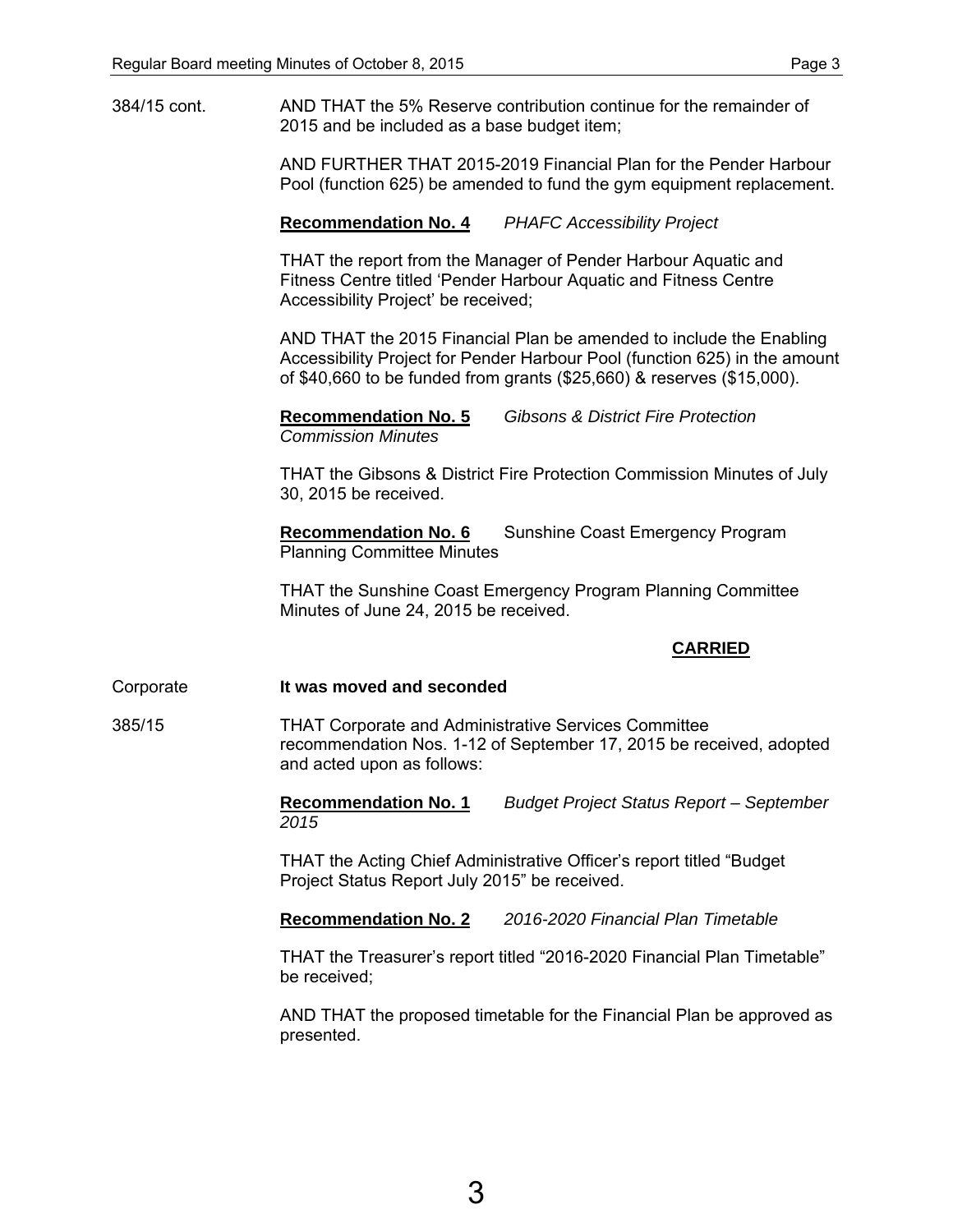384/15 cont. AND THAT the 5% Reserve contribution continue for the remainder of 2015 and be included as a base budget item;

AND FURTHER THAT 2015-2019 Financial Plan for the Pender Harbour Pool (function 625) be amended to fund the gym equipment replacement.

**Recommendation No. 4** *PHAFC Accessibility Project*

THAT the report from the Manager of Pender Harbour Aquatic and Fitness Centre titled 'Pender Harbour Aquatic and Fitness Centre Accessibility Project' be received;

AND THAT the 2015 Financial Plan be amended to include the Enabling Accessibility Project for Pender Harbour Pool (function 625) in the amount of $40,660 to be funded from grants ($25,660) & reserves ($15,000).

**Recommendation No. 5** *Gibsons & District Fire Protection Commission Minutes*

THAT the Gibsons & District Fire Protection Commission Minutes of July 30, 2015 be received.

**Recommendation No. 6** Sunshine Coast Emergency Program Planning Committee Minutes

THAT the Sunshine Coast Emergency Program Planning Committee Minutes of June 24, 2015 be received.

**CARRIED**

Corporate **It was moved and seconded**

385/15 THAT Corporate and Administrative Services Committee recommendation Nos. 1-12 of September 17, 2015 be received, adopted and acted upon as follows:

**Recommendation No. 1** *Budget Project Status Report – September 2015*

THAT the Acting Chief Administrative Officer's report titled "Budget Project Status Report July 2015" be received.

**Recommendation No. 2** *2016-2020 Financial Plan Timetable*

THAT the Treasurer's report titled "2016-2020 Financial Plan Timetable" be received;

AND THAT the proposed timetable for the Financial Plan be approved as presented.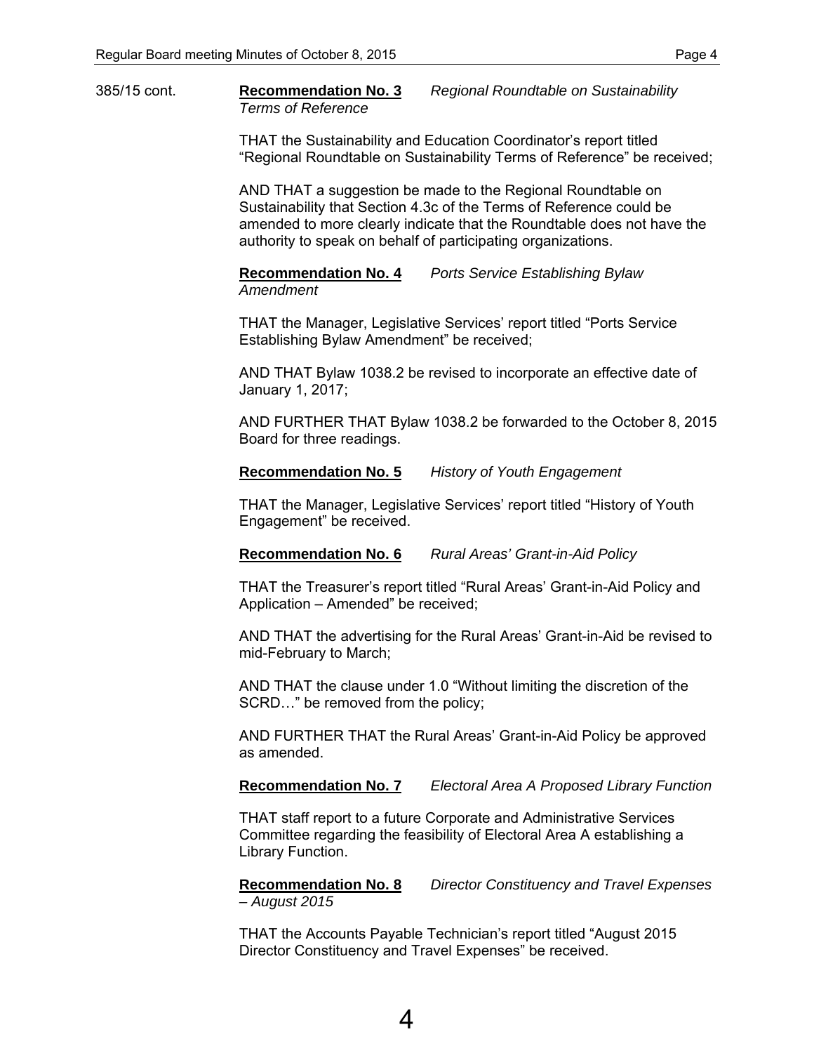385/15 cont.

**<u>Recommendation No. 3</u>** *Regional Roundtable on Sustainability Terms of Reference*

THAT the Sustainability and Education Coordinator's report titled "Regional Roundtable on Sustainability Terms of Reference" be received;

AND THAT a suggestion be made to the Regional Roundtable on Sustainability that Section 4.3c of the Terms of Reference could be amended to more clearly indicate that the Roundtable does not have the authority to speak on behalf of participating organizations.

**<u>Recommendation No. 4</u>** *Ports Service Establishing Bylaw Amendment*

THAT the Manager, Legislative Services' report titled "Ports Service Establishing Bylaw Amendment" be received;

AND THAT Bylaw 1038.2 be revised to incorporate an effective date of January 1, 2017;

AND FURTHER THAT Bylaw 1038.2 be forwarded to the October 8, 2015 Board for three readings.

**<u>Recommendation No. 5</u>** *History of Youth Engagement*

THAT the Manager, Legislative Services' report titled "History of Youth Engagement" be received.

**<u>Recommendation No. 6</u>** *Rural Areas' Grant-in-Aid Policy*

THAT the Treasurer's report titled "Rural Areas' Grant-in-Aid Policy and Application – Amended" be received;

AND THAT the advertising for the Rural Areas' Grant-in-Aid be revised to mid-February to March;

AND THAT the clause under 1.0 "Without limiting the discretion of the SCRD…" be removed from the policy;

AND FURTHER THAT the Rural Areas' Grant-in-Aid Policy be approved as amended.

**<u>Recommendation No. 7</u>** *Electoral Area A Proposed Library Function*

THAT staff report to a future Corporate and Administrative Services Committee regarding the feasibility of Electoral Area A establishing a Library Function.

**<u>Recommendation No. 8</u>** *Director Constituency and Travel Expenses – August 2015*

THAT the Accounts Payable Technician's report titled "August 2015 Director Constituency and Travel Expenses" be received.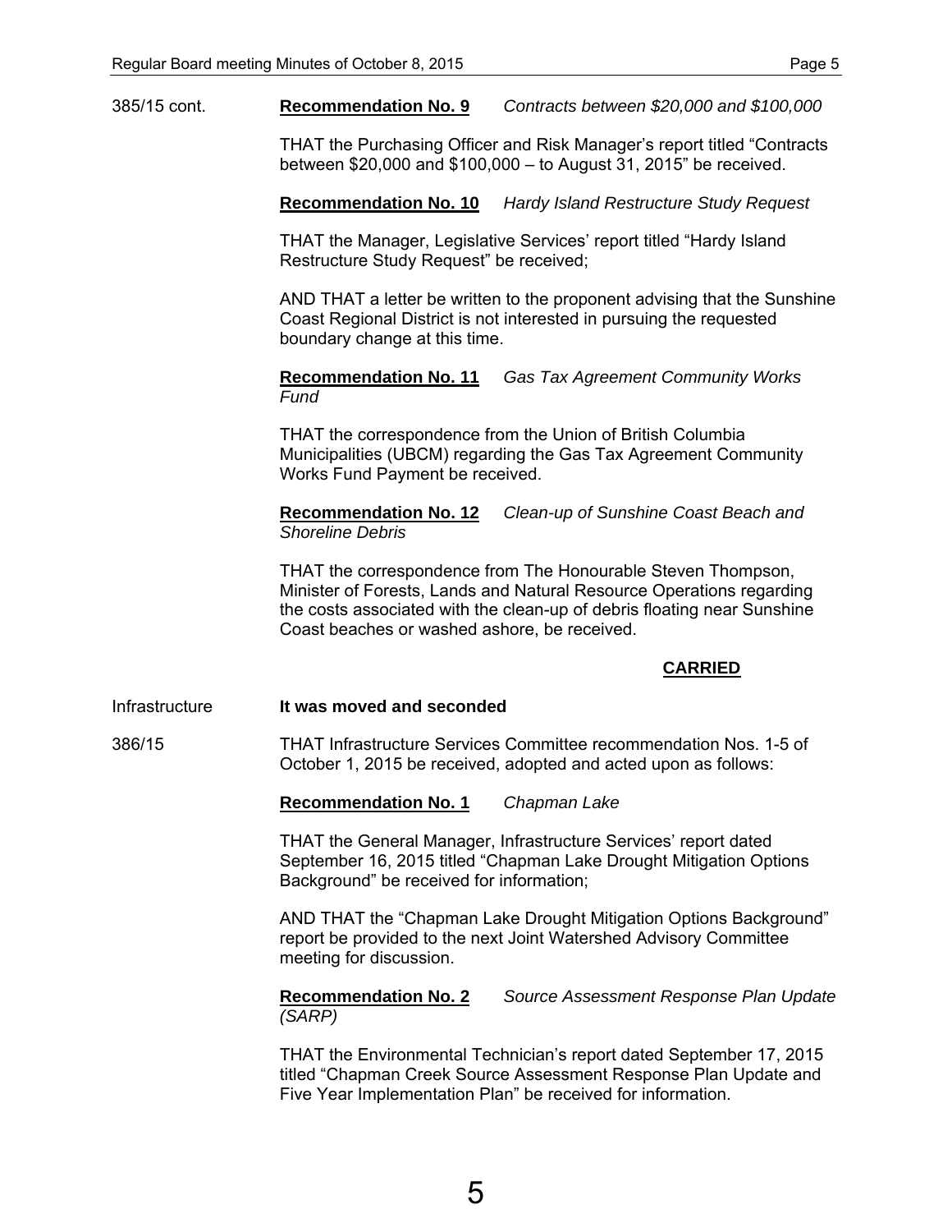385/15 cont.

**Recommendation No. 9** *Contracts between $20,000 and $100,000*

THAT the Purchasing Officer and Risk Manager's report titled "Contracts between $20,000 and $100,000 – to August 31, 2015" be received.

**Recommendation No. 10** *Hardy Island Restructure Study Request*

THAT the Manager, Legislative Services' report titled "Hardy Island Restructure Study Request" be received;

AND THAT a letter be written to the proponent advising that the Sunshine Coast Regional District is not interested in pursuing the requested boundary change at this time.

**Recommendation No. 11** *Gas Tax Agreement Community Works Fund*

THAT the correspondence from the Union of British Columbia Municipalities (UBCM) regarding the Gas Tax Agreement Community Works Fund Payment be received.

**Recommendation No. 12** *Clean-up of Sunshine Coast Beach and Shoreline Debris*

THAT the correspondence from The Honourable Steven Thompson, Minister of Forests, Lands and Natural Resource Operations regarding the costs associated with the clean-up of debris floating near Sunshine Coast beaches or washed ashore, be received.

**CARRIED**

Infrastructure

**It was moved and seconded**

386/15

THAT Infrastructure Services Committee recommendation Nos. 1-5 of October 1, 2015 be received, adopted and acted upon as follows:

**Recommendation No. 1** *Chapman Lake*

THAT the General Manager, Infrastructure Services' report dated September 16, 2015 titled "Chapman Lake Drought Mitigation Options Background" be received for information;

AND THAT the "Chapman Lake Drought Mitigation Options Background" report be provided to the next Joint Watershed Advisory Committee meeting for discussion.

**Recommendation No. 2** *Source Assessment Response Plan Update (SARP)*

THAT the Environmental Technician's report dated September 17, 2015 titled "Chapman Creek Source Assessment Response Plan Update and Five Year Implementation Plan" be received for information.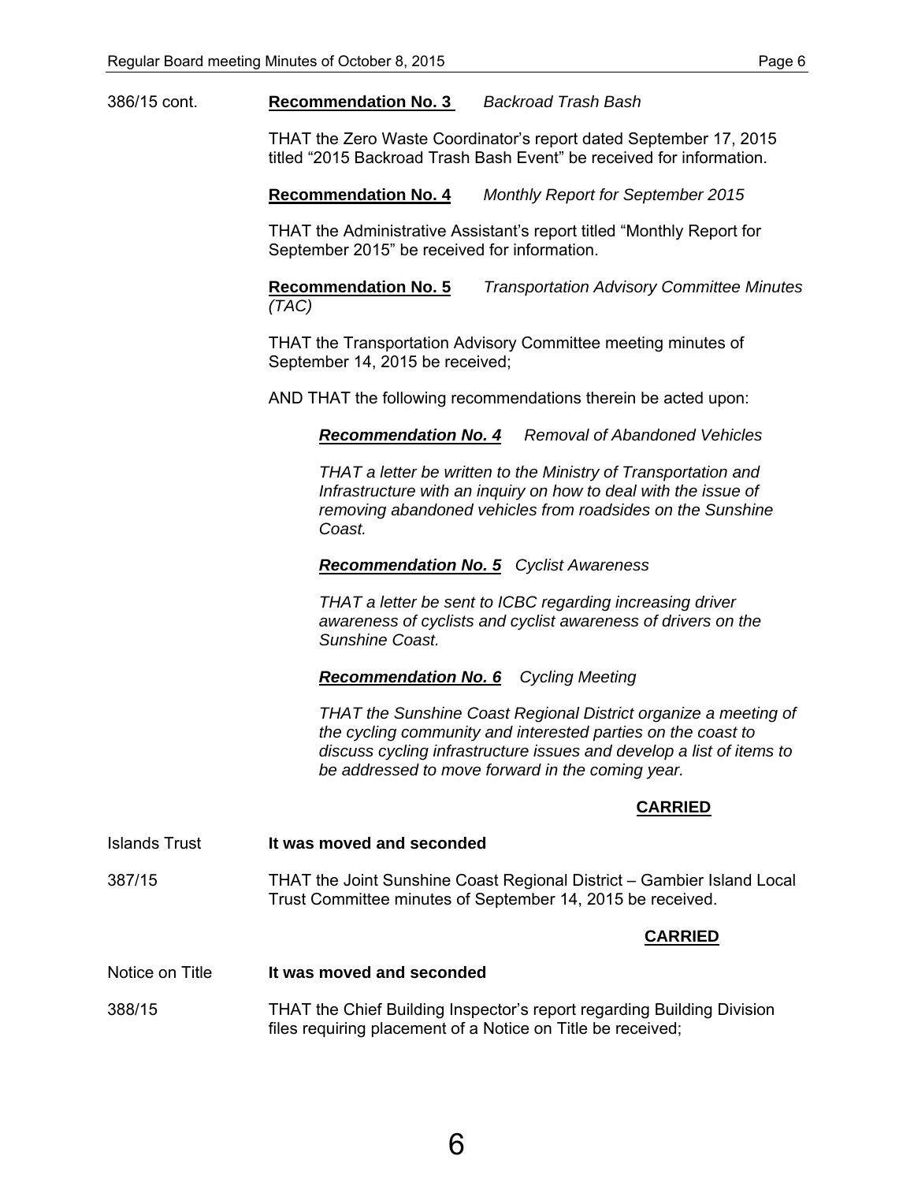386/15 cont. **Recommendation No. 3** *Backroad Trash Bash*

THAT the Zero Waste Coordinator's report dated September 17, 2015 titled "2015 Backroad Trash Bash Event" be received for information.

**Recommendation No. 4** *Monthly Report for September 2015*

THAT the Administrative Assistant's report titled "Monthly Report for September 2015" be received for information.

**Recommendation No. 5** *Transportation Advisory Committee Minutes (TAC)*

THAT the Transportation Advisory Committee meeting minutes of September 14, 2015 be received;

AND THAT the following recommendations therein be acted upon:

> ***Recommendation No. 4*** *Removal of Abandoned Vehicles*
>
> *THAT a letter be written to the Ministry of Transportation and Infrastructure with an inquiry on how to deal with the issue of removing abandoned vehicles from roadsides on the Sunshine Coast.*
>
> ***Recommendation No. 5*** *Cyclist Awareness*
>
> *THAT a letter be sent to ICBC regarding increasing driver awareness of cyclists and cyclist awareness of drivers on the Sunshine Coast.*
>
> ***Recommendation No. 6*** *Cycling Meeting*
>
> *THAT the Sunshine Coast Regional District organize a meeting of the cycling community and interested parties on the coast to discuss cycling infrastructure issues and develop a list of items to be addressed to move forward in the coming year.*

**CARRIED**

Islands Trust **It was moved and seconded**

387/15 THAT the Joint Sunshine Coast Regional District – Gambier Island Local Trust Committee minutes of September 14, 2015 be received.

**CARRIED**

Notice on Title **It was moved and seconded**

388/15 THAT the Chief Building Inspector's report regarding Building Division files requiring placement of a Notice on Title be received;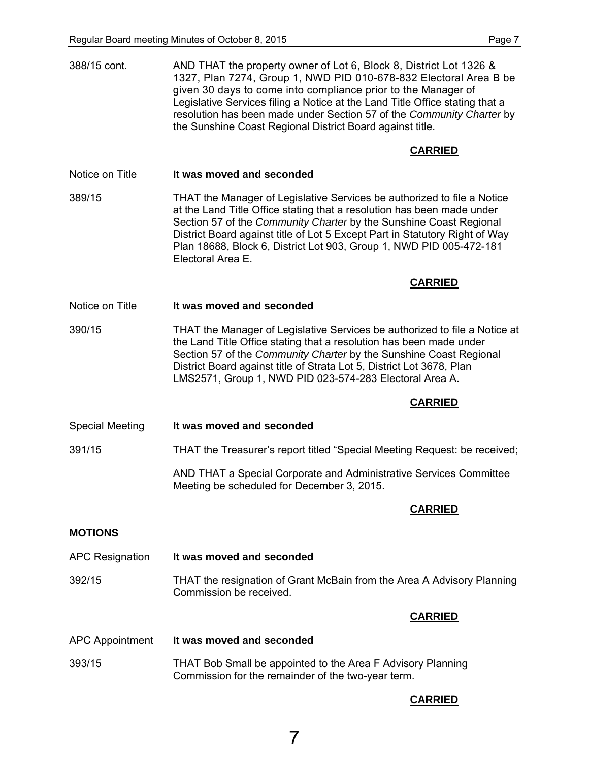388/15 cont. AND THAT the property owner of Lot 6, Block 8, District Lot 1326 & 1327, Plan 7274, Group 1, NWD PID 010-678-832 Electoral Area B be given 30 days to come into compliance prior to the Manager of Legislative Services filing a Notice at the Land Title Office stating that a resolution has been made under Section 57 of the *Community Charter* by the Sunshine Coast Regional District Board against title.

**CARRIED**

Notice on Title **It was moved and seconded**

389/15 THAT the Manager of Legislative Services be authorized to file a Notice at the Land Title Office stating that a resolution has been made under Section 57 of the *Community Charter* by the Sunshine Coast Regional District Board against title of Lot 5 Except Part in Statutory Right of Way Plan 18688, Block 6, District Lot 903, Group 1, NWD PID 005-472-181 Electoral Area E.

**CARRIED**

Notice on Title **It was moved and seconded**

390/15 THAT the Manager of Legislative Services be authorized to file a Notice at the Land Title Office stating that a resolution has been made under Section 57 of the *Community Charter* by the Sunshine Coast Regional District Board against title of Strata Lot 5, District Lot 3678, Plan LMS2571, Group 1, NWD PID 023-574-283 Electoral Area A.

**CARRIED**

Special Meeting **It was moved and seconded**

391/15 THAT the Treasurer's report titled "Special Meeting Request: be received;

AND THAT a Special Corporate and Administrative Services Committee Meeting be scheduled for December 3, 2015.

**CARRIED**

**MOTIONS**

APC Resignation **It was moved and seconded**

392/15 THAT the resignation of Grant McBain from the Area A Advisory Planning Commission be received.

**CARRIED**

APC Appointment **It was moved and seconded**

393/15 THAT Bob Small be appointed to the Area F Advisory Planning Commission for the remainder of the two-year term.

**CARRIED**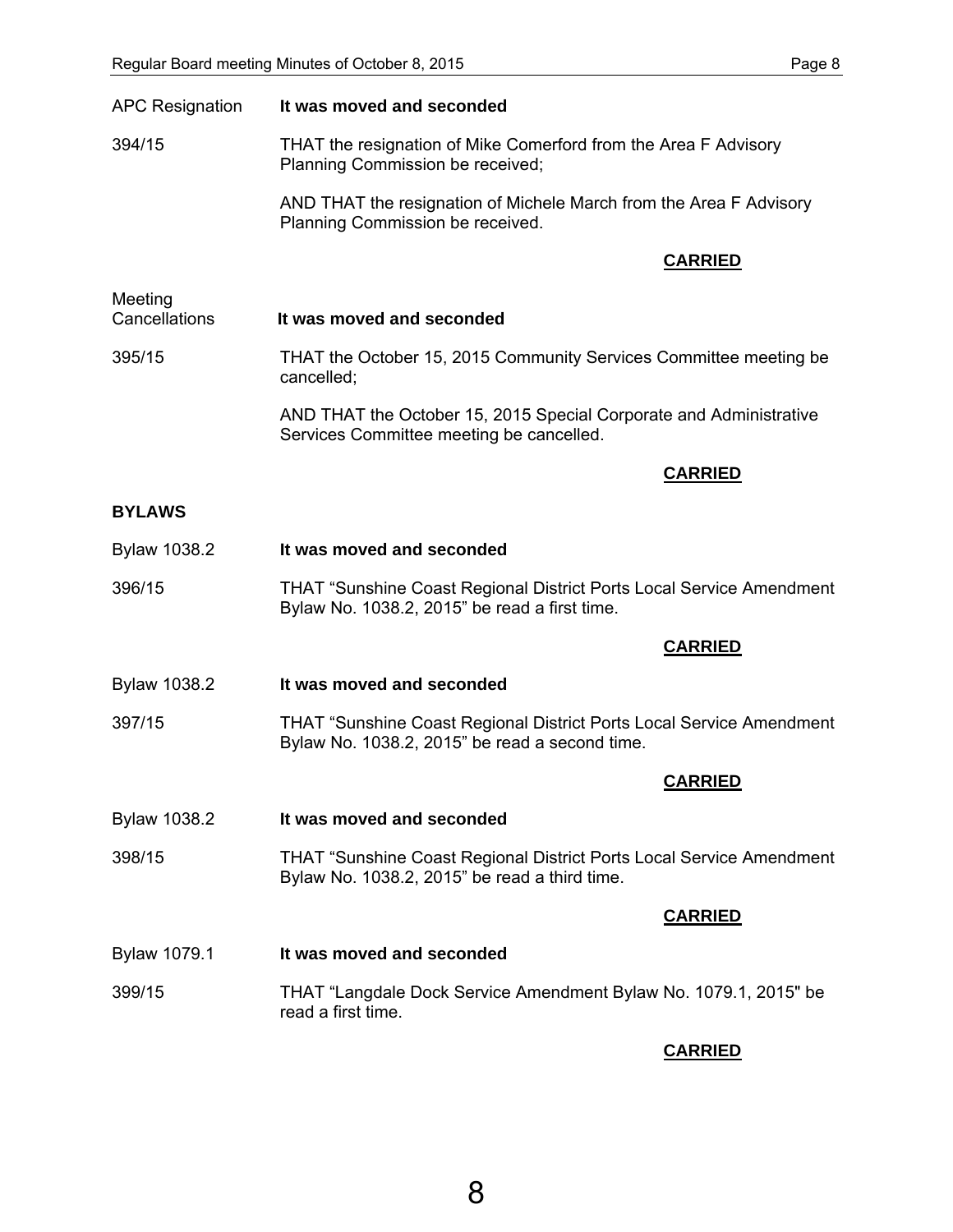APC Resignation **It was moved and seconded**

394/15 THAT the resignation of Mike Comerford from the Area F Advisory Planning Commission be received;

AND THAT the resignation of Michele March from the Area F Advisory Planning Commission be received.

**CARRIED**

Meeting Cancellations **It was moved and seconded**

395/15 THAT the October 15, 2015 Community Services Committee meeting be cancelled;

AND THAT the October 15, 2015 Special Corporate and Administrative Services Committee meeting be cancelled.

**CARRIED**

**BYLAWS**

Bylaw 1038.2 **It was moved and seconded**

396/15 THAT "Sunshine Coast Regional District Ports Local Service Amendment Bylaw No. 1038.2, 2015" be read a first time.

**CARRIED**

Bylaw 1038.2 **It was moved and seconded**

397/15 THAT "Sunshine Coast Regional District Ports Local Service Amendment Bylaw No. 1038.2, 2015" be read a second time.

**CARRIED**

Bylaw 1038.2 **It was moved and seconded**

398/15 THAT "Sunshine Coast Regional District Ports Local Service Amendment Bylaw No. 1038.2, 2015" be read a third time.

**CARRIED**

Bylaw 1079.1 **It was moved and seconded**

399/15 THAT "Langdale Dock Service Amendment Bylaw No. 1079.1, 2015" be read a first time.

**CARRIED**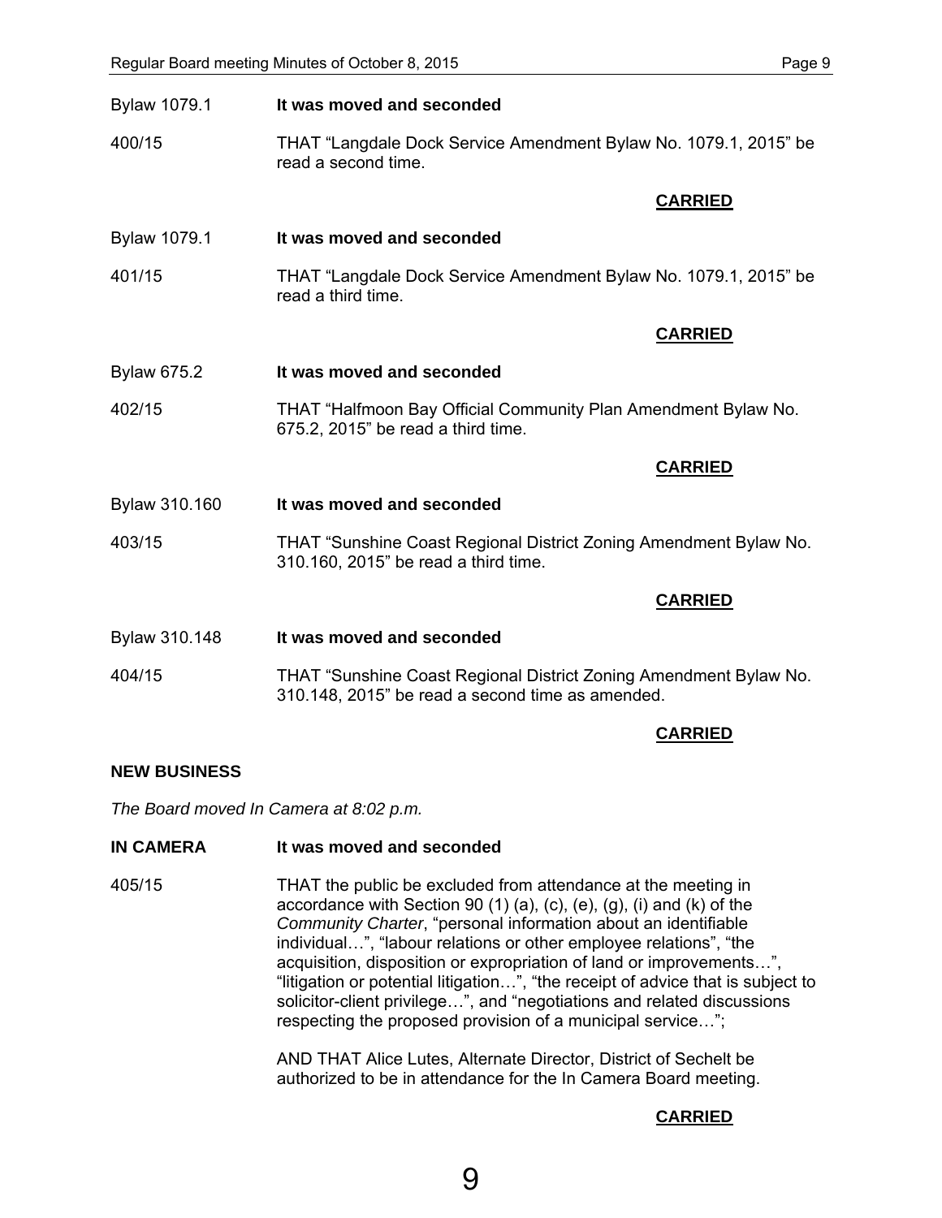Bylaw 1079.1 **It was moved and seconded**

400/15 THAT "Langdale Dock Service Amendment Bylaw No. 1079.1, 2015" be read a second time.

**CARRIED**

Bylaw 1079.1 **It was moved and seconded**

401/15 THAT "Langdale Dock Service Amendment Bylaw No. 1079.1, 2015" be read a third time.

**CARRIED**

Bylaw 675.2 **It was moved and seconded**

402/15 THAT "Halfmoon Bay Official Community Plan Amendment Bylaw No. 675.2, 2015" be read a third time.

**CARRIED**

Bylaw 310.160 **It was moved and seconded**

403/15 THAT "Sunshine Coast Regional District Zoning Amendment Bylaw No. 310.160, 2015" be read a third time.

**CARRIED**

Bylaw 310.148 **It was moved and seconded**

404/15 THAT "Sunshine Coast Regional District Zoning Amendment Bylaw No. 310.148, 2015" be read a second time as amended.

**CARRIED**

**NEW BUSINESS**

*The Board moved In Camera at 8:02 p.m.*

**IN CAMERA** **It was moved and seconded**

405/15 THAT the public be excluded from attendance at the meeting in accordance with Section 90 (1) (a), (c), (e), (g), (i) and (k) of the *Community Charter*, "personal information about an identifiable individual…", "labour relations or other employee relations", "the acquisition, disposition or expropriation of land or improvements…", "litigation or potential litigation…", "the receipt of advice that is subject to solicitor-client privilege…", and "negotiations and related discussions respecting the proposed provision of a municipal service…";

AND THAT Alice Lutes, Alternate Director, District of Sechelt be authorized to be in attendance for the In Camera Board meeting.

**CARRIED**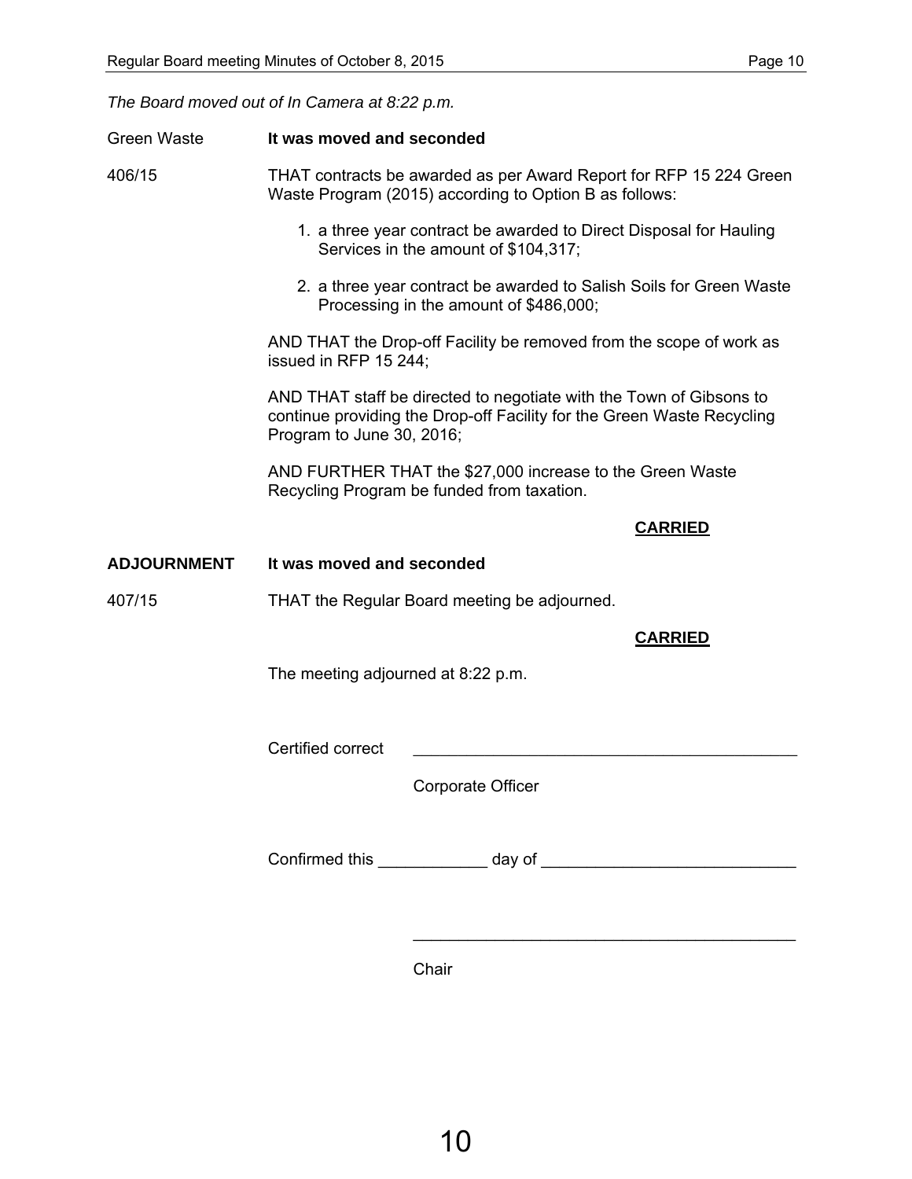*The Board moved out of In Camera at 8:22 p.m.*

Green Waste **It was moved and seconded**

406/15 THAT contracts be awarded as per Award Report for RFP 15 224 Green Waste Program (2015) according to Option B as follows:

1. a three year contract be awarded to Direct Disposal for Hauling Services in the amount of $104,317;
2. a three year contract be awarded to Salish Soils for Green Waste Processing in the amount of $486,000;

AND THAT the Drop-off Facility be removed from the scope of work as issued in RFP 15 244;

AND THAT staff be directed to negotiate with the Town of Gibsons to continue providing the Drop-off Facility for the Green Waste Recycling Program to June 30, 2016;

AND FURTHER THAT the $27,000 increase to the Green Waste Recycling Program be funded from taxation.

**CARRIED**

**ADJOURNMENT** **It was moved and seconded**

407/15 THAT the Regular Board meeting be adjourned.

**CARRIED**

The meeting adjourned at 8:22 p.m.

Certified correct ___________________________________________

Corporate Officer

Confirmed this ____________ day of ___________________________

___________________________________________

Chair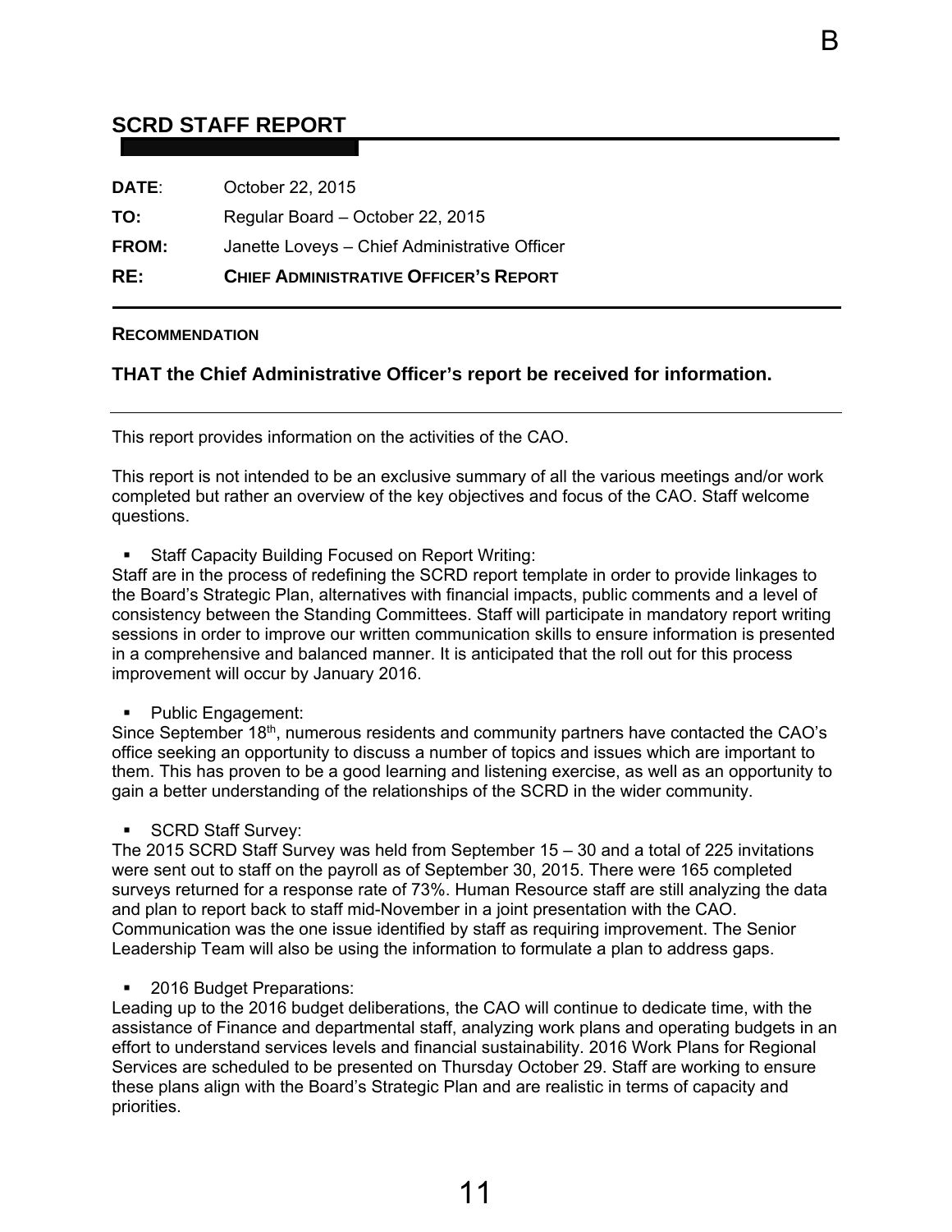## SCRD STAFF REPORT

**DATE**: October 22, 2015

**TO:** Regular Board – October 22, 2015

**FROM:** Janette Loveys – Chief Administrative Officer

**RE:** **CHIEF ADMINISTRATIVE OFFICER'S REPORT**

---

**RECOMMENDATION**

**THAT the Chief Administrative Officer's report be received for information.**

---

This report provides information on the activities of the CAO.

This report is not intended to be an exclusive summary of all the various meetings and/or work completed but rather an overview of the key objectives and focus of the CAO. Staff welcome questions.

- Staff Capacity Building Focused on Report Writing:

Staff are in the process of redefining the SCRD report template in order to provide linkages to the Board's Strategic Plan, alternatives with financial impacts, public comments and a level of consistency between the Standing Committees. Staff will participate in mandatory report writing sessions in order to improve our written communication skills to ensure information is presented in a comprehensive and balanced manner. It is anticipated that the roll out for this process improvement will occur by January 2016.

- Public Engagement:

Since September 18th, numerous residents and community partners have contacted the CAO's office seeking an opportunity to discuss a number of topics and issues which are important to them. This has proven to be a good learning and listening exercise, as well as an opportunity to gain a better understanding of the relationships of the SCRD in the wider community.

- SCRD Staff Survey:

The 2015 SCRD Staff Survey was held from September 15 – 30 and a total of 225 invitations were sent out to staff on the payroll as of September 30, 2015. There were 165 completed surveys returned for a response rate of 73%. Human Resource staff are still analyzing the data and plan to report back to staff mid-November in a joint presentation with the CAO. Communication was the one issue identified by staff as requiring improvement. The Senior Leadership Team will also be using the information to formulate a plan to address gaps.

- 2016 Budget Preparations:

Leading up to the 2016 budget deliberations, the CAO will continue to dedicate time, with the assistance of Finance and departmental staff, analyzing work plans and operating budgets in an effort to understand services levels and financial sustainability. 2016 Work Plans for Regional Services are scheduled to be presented on Thursday October 29. Staff are working to ensure these plans align with the Board's Strategic Plan and are realistic in terms of capacity and priorities.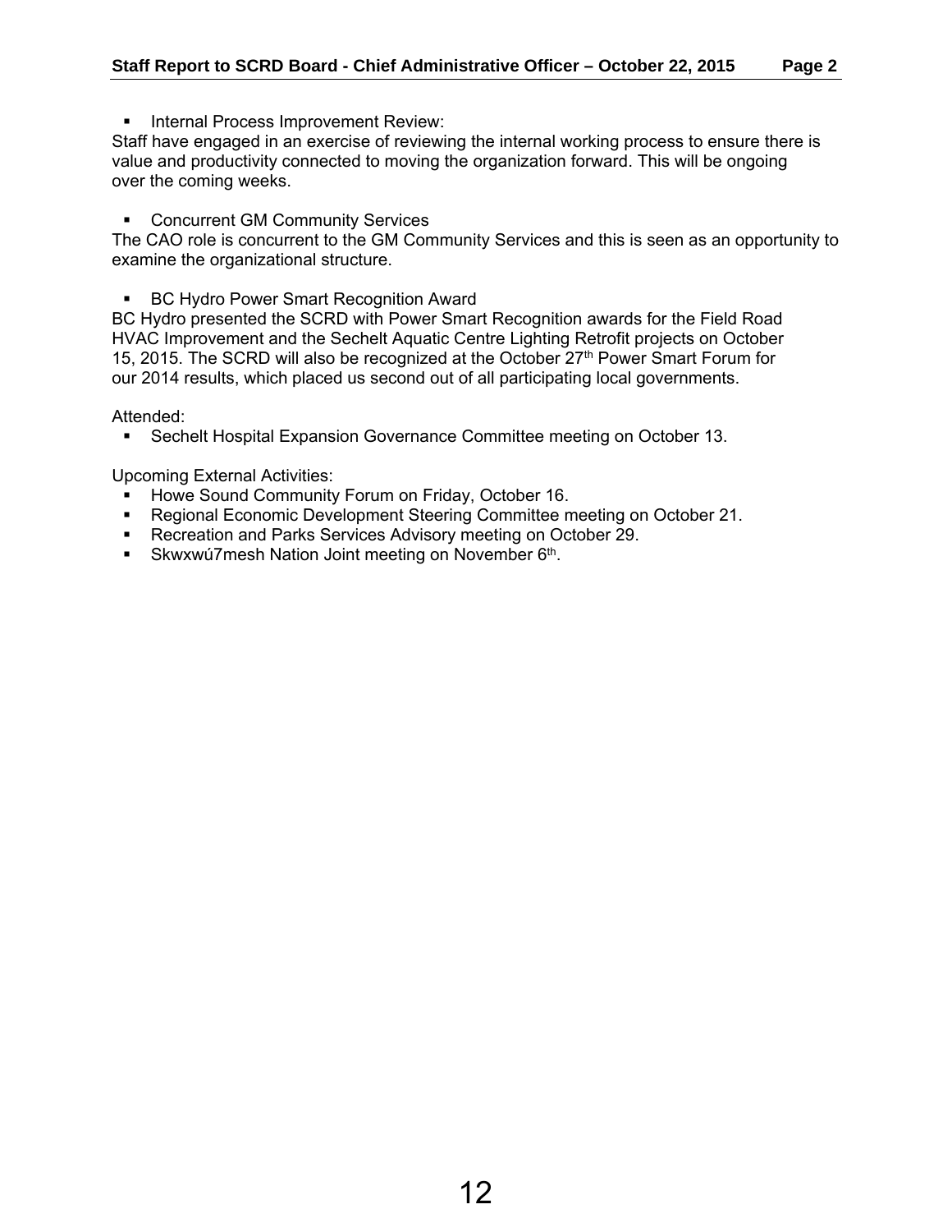- Internal Process Improvement Review:

Staff have engaged in an exercise of reviewing the internal working process to ensure there is value and productivity connected to moving the organization forward. This will be ongoing over the coming weeks.

- Concurrent GM Community Services

The CAO role is concurrent to the GM Community Services and this is seen as an opportunity to examine the organizational structure.

- BC Hydro Power Smart Recognition Award

BC Hydro presented the SCRD with Power Smart Recognition awards for the Field Road HVAC Improvement and the Sechelt Aquatic Centre Lighting Retrofit projects on October 15, 2015. The SCRD will also be recognized at the October 27th Power Smart Forum for our 2014 results, which placed us second out of all participating local governments.

Attended:

- Sechelt Hospital Expansion Governance Committee meeting on October 13.

Upcoming External Activities:

- Howe Sound Community Forum on Friday, October 16.
- Regional Economic Development Steering Committee meeting on October 21.
- Recreation and Parks Services Advisory meeting on October 29.
- Skwxwú7mesh Nation Joint meeting on November 6th.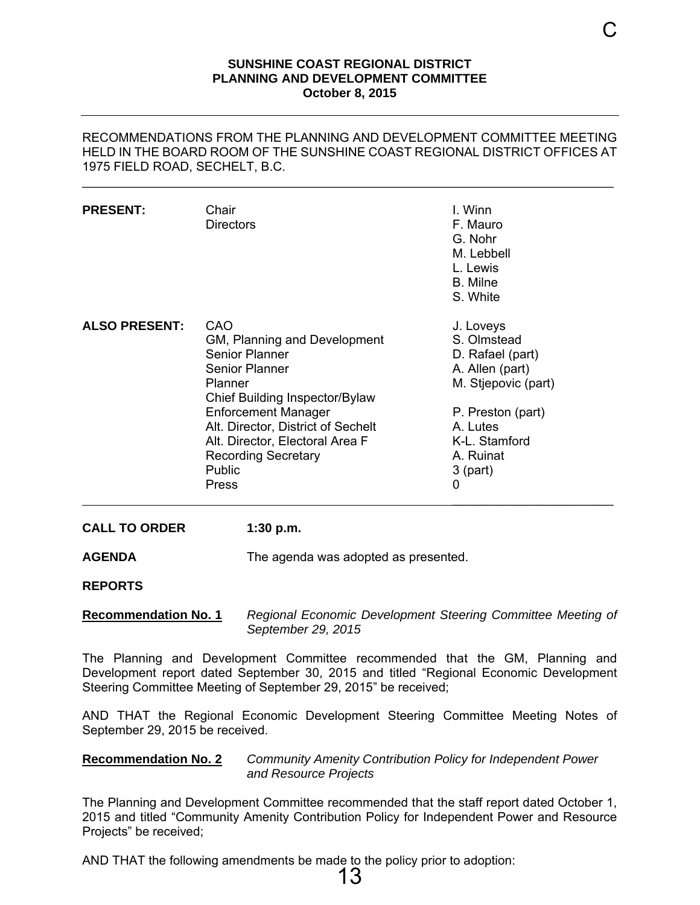**SUNSHINE COAST REGIONAL DISTRICT**
**PLANNING AND DEVELOPMENT COMMITTEE**
**October 8, 2015**

---

RECOMMENDATIONS FROM THE PLANNING AND DEVELOPMENT COMMITTEE MEETING HELD IN THE BOARD ROOM OF THE SUNSHINE COAST REGIONAL DISTRICT OFFICES AT 1975 FIELD ROAD, SECHELT, B.C.

---

| | | |
|---|---|---|
| **PRESENT:** | Chair | I. Winn |
| | Directors | F. Mauro |
| | | G. Nohr |
| | | M. Lebbell |
| | | L. Lewis |
| | | B. Milne |
| | | S. White |
| **ALSO PRESENT:** | CAO | J. Loveys |
| | GM, Planning and Development | S. Olmstead |
| | Senior Planner | D. Rafael (part) |
| | Senior Planner | A. Allen (part) |
| | Planner | M. Stjepovic (part) |
| | Chief Building Inspector/Bylaw Enforcement Manager | P. Preston (part) |
| | Alt. Director, District of Sechelt | A. Lutes |
| | Alt. Director, Electoral Area F | K-L. Stamford |
| | Recording Secretary | A. Ruinat |
| | Public | 3 (part) |
| | Press | 0 |

---

**CALL TO ORDER** **1:30 p.m.**

**AGENDA** The agenda was adopted as presented.

**REPORTS**

**Recommendation No. 1** *Regional Economic Development Steering Committee Meeting of September 29, 2015*

The Planning and Development Committee recommended that the GM, Planning and Development report dated September 30, 2015 and titled "Regional Economic Development Steering Committee Meeting of September 29, 2015" be received;

AND THAT the Regional Economic Development Steering Committee Meeting Notes of September 29, 2015 be received.

**Recommendation No. 2** *Community Amenity Contribution Policy for Independent Power and Resource Projects*

The Planning and Development Committee recommended that the staff report dated October 1, 2015 and titled "Community Amenity Contribution Policy for Independent Power and Resource Projects" be received;

AND THAT the following amendments be made to the policy prior to adoption: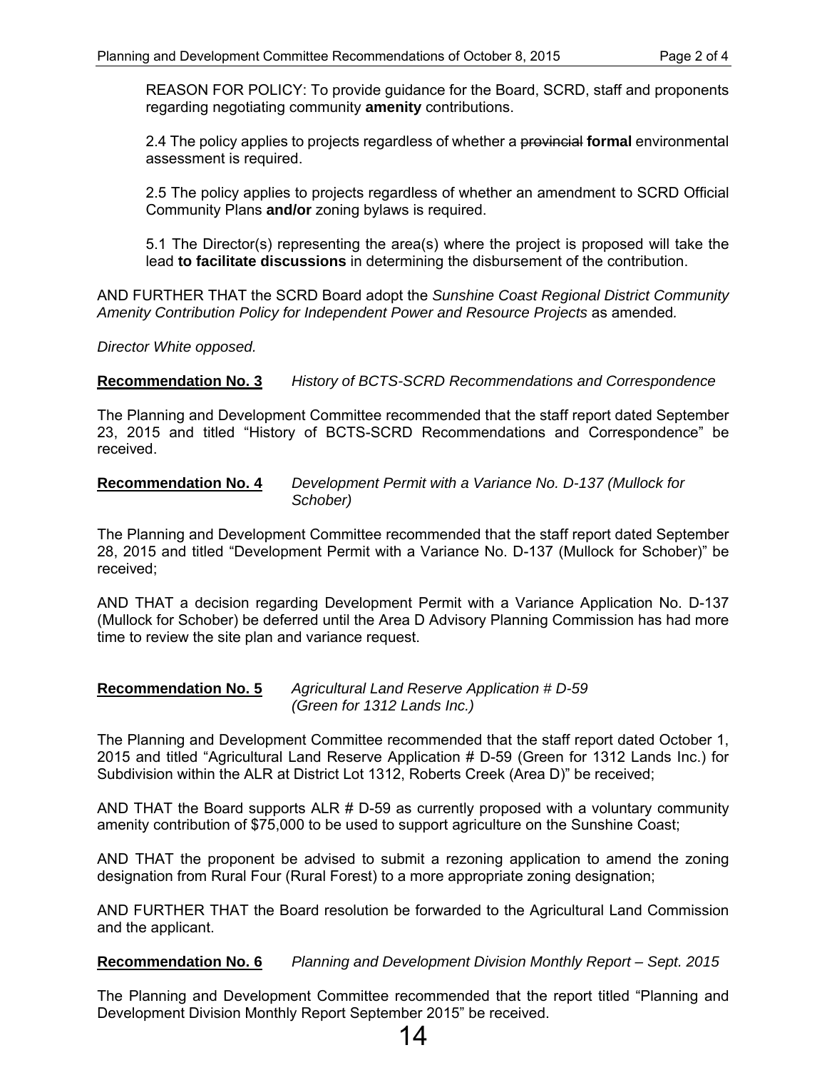REASON FOR POLICY: To provide guidance for the Board, SCRD, staff and proponents regarding negotiating community **amenity** contributions.

2.4 The policy applies to projects regardless of whether a ~~provincial~~ **formal** environmental assessment is required.

2.5 The policy applies to projects regardless of whether an amendment to SCRD Official Community Plans **and/or** zoning bylaws is required.

5.1 The Director(s) representing the area(s) where the project is proposed will take the lead **to facilitate discussions** in determining the disbursement of the contribution.

AND FURTHER THAT the SCRD Board adopt the *Sunshine Coast Regional District Community Amenity Contribution Policy for Independent Power and Resource Projects* as amended.

*Director White opposed.*

**Recommendation No. 3** *History of BCTS-SCRD Recommendations and Correspondence*

The Planning and Development Committee recommended that the staff report dated September 23, 2015 and titled "History of BCTS-SCRD Recommendations and Correspondence" be received.

**Recommendation No. 4** *Development Permit with a Variance No. D-137 (Mullock for Schober)*

The Planning and Development Committee recommended that the staff report dated September 28, 2015 and titled "Development Permit with a Variance No. D-137 (Mullock for Schober)" be received;

AND THAT a decision regarding Development Permit with a Variance Application No. D-137 (Mullock for Schober) be deferred until the Area D Advisory Planning Commission has had more time to review the site plan and variance request.

**Recommendation No. 5** *Agricultural Land Reserve Application # D-59 (Green for 1312 Lands Inc.)*

The Planning and Development Committee recommended that the staff report dated October 1, 2015 and titled "Agricultural Land Reserve Application # D-59 (Green for 1312 Lands Inc.) for Subdivision within the ALR at District Lot 1312, Roberts Creek (Area D)" be received;

AND THAT the Board supports ALR # D-59 as currently proposed with a voluntary community amenity contribution of $75,000 to be used to support agriculture on the Sunshine Coast;

AND THAT the proponent be advised to submit a rezoning application to amend the zoning designation from Rural Four (Rural Forest) to a more appropriate zoning designation;

AND FURTHER THAT the Board resolution be forwarded to the Agricultural Land Commission and the applicant.

**Recommendation No. 6** *Planning and Development Division Monthly Report – Sept. 2015*

The Planning and Development Committee recommended that the report titled "Planning and Development Division Monthly Report September 2015" be received.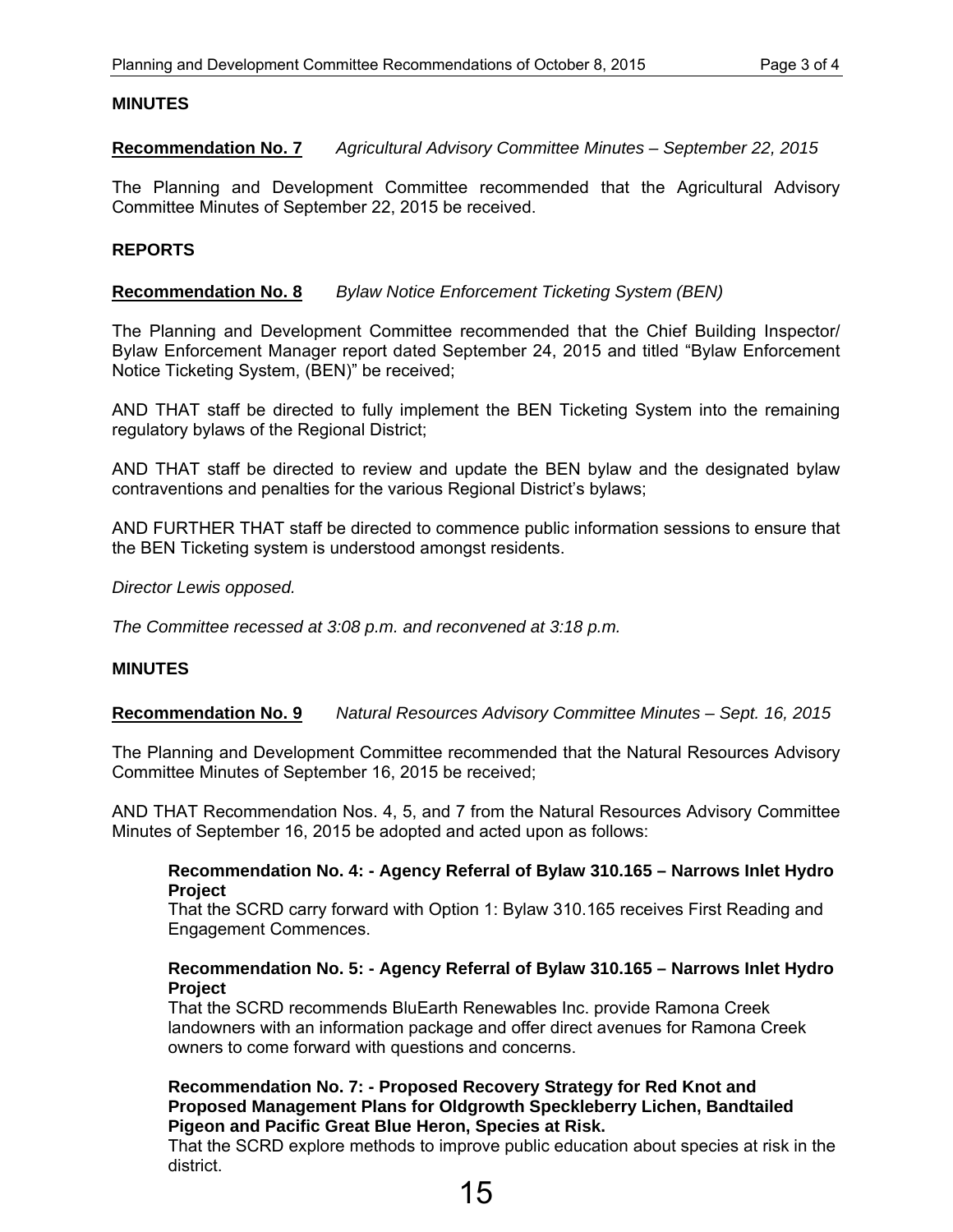**MINUTES**

**Recommendation No. 7** *Agricultural Advisory Committee Minutes – September 22, 2015*

The Planning and Development Committee recommended that the Agricultural Advisory Committee Minutes of September 22, 2015 be received.

**REPORTS**

**Recommendation No. 8** *Bylaw Notice Enforcement Ticketing System (BEN)*

The Planning and Development Committee recommended that the Chief Building Inspector/ Bylaw Enforcement Manager report dated September 24, 2015 and titled "Bylaw Enforcement Notice Ticketing System, (BEN)" be received;

AND THAT staff be directed to fully implement the BEN Ticketing System into the remaining regulatory bylaws of the Regional District;

AND THAT staff be directed to review and update the BEN bylaw and the designated bylaw contraventions and penalties for the various Regional District's bylaws;

AND FURTHER THAT staff be directed to commence public information sessions to ensure that the BEN Ticketing system is understood amongst residents.

*Director Lewis opposed.*

*The Committee recessed at 3:08 p.m. and reconvened at 3:18 p.m.*

**MINUTES**

**Recommendation No. 9** *Natural Resources Advisory Committee Minutes – Sept. 16, 2015*

The Planning and Development Committee recommended that the Natural Resources Advisory Committee Minutes of September 16, 2015 be received;

AND THAT Recommendation Nos. 4, 5, and 7 from the Natural Resources Advisory Committee Minutes of September 16, 2015 be adopted and acted upon as follows:

> **Recommendation No. 4: - Agency Referral of Bylaw 310.165 – Narrows Inlet Hydro Project**
> That the SCRD carry forward with Option 1: Bylaw 310.165 receives First Reading and Engagement Commences.
>
> **Recommendation No. 5: - Agency Referral of Bylaw 310.165 – Narrows Inlet Hydro Project**
> That the SCRD recommends BluEarth Renewables Inc. provide Ramona Creek landowners with an information package and offer direct avenues for Ramona Creek owners to come forward with questions and concerns.
>
> **Recommendation No. 7: - Proposed Recovery Strategy for Red Knot and Proposed Management Plans for Oldgrowth Speckleberry Lichen, Bandtailed Pigeon and Pacific Great Blue Heron, Species at Risk.**
> That the SCRD explore methods to improve public education about species at risk in the district.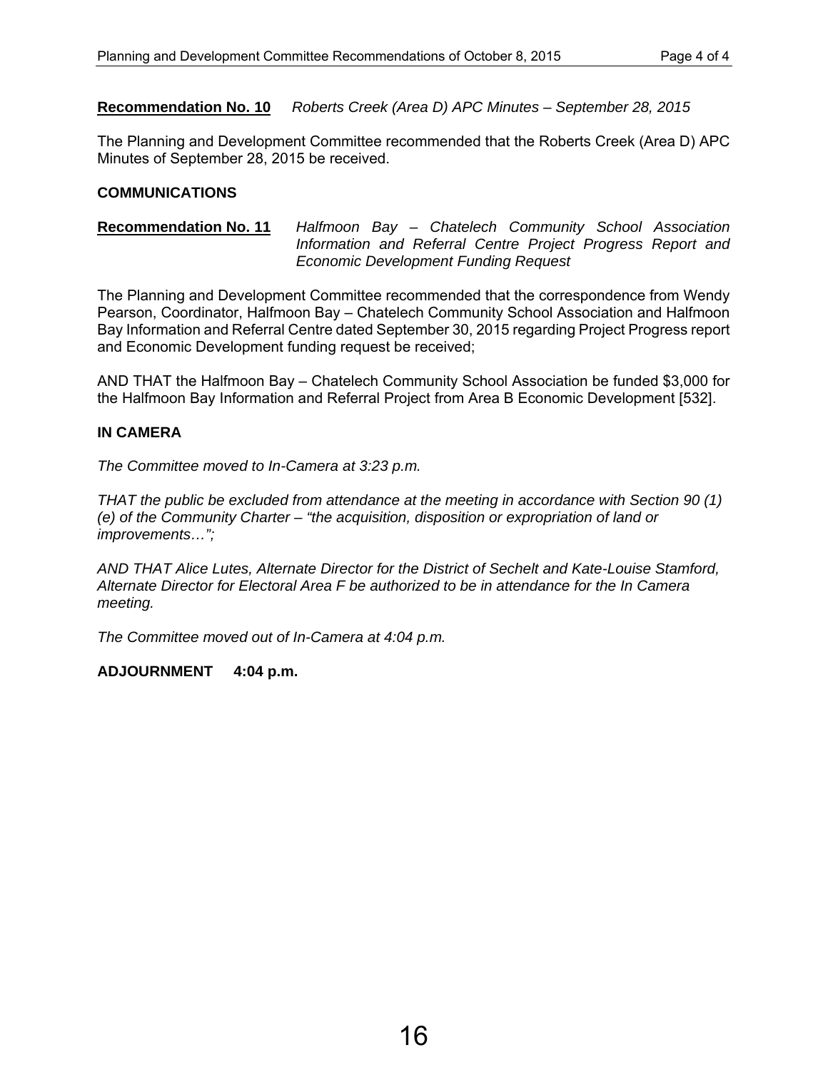**Recommendation No. 10** *Roberts Creek (Area D) APC Minutes – September 28, 2015*

The Planning and Development Committee recommended that the Roberts Creek (Area D) APC Minutes of September 28, 2015 be received.

**COMMUNICATIONS**

**Recommendation No. 11** *Halfmoon Bay – Chatelech Community School Association Information and Referral Centre Project Progress Report and Economic Development Funding Request*

The Planning and Development Committee recommended that the correspondence from Wendy Pearson, Coordinator, Halfmoon Bay – Chatelech Community School Association and Halfmoon Bay Information and Referral Centre dated September 30, 2015 regarding Project Progress report and Economic Development funding request be received;

AND THAT the Halfmoon Bay – Chatelech Community School Association be funded $3,000 for the Halfmoon Bay Information and Referral Project from Area B Economic Development [532].

**IN CAMERA**

*The Committee moved to In-Camera at 3:23 p.m.*

*THAT the public be excluded from attendance at the meeting in accordance with Section 90 (1) (e) of the Community Charter – "the acquisition, disposition or expropriation of land or improvements…";*

*AND THAT Alice Lutes, Alternate Director for the District of Sechelt and Kate-Louise Stamford, Alternate Director for Electoral Area F be authorized to be in attendance for the In Camera meeting.*

*The Committee moved out of In-Camera at 4:04 p.m.*

**ADJOURNMENT 4:04 p.m.**